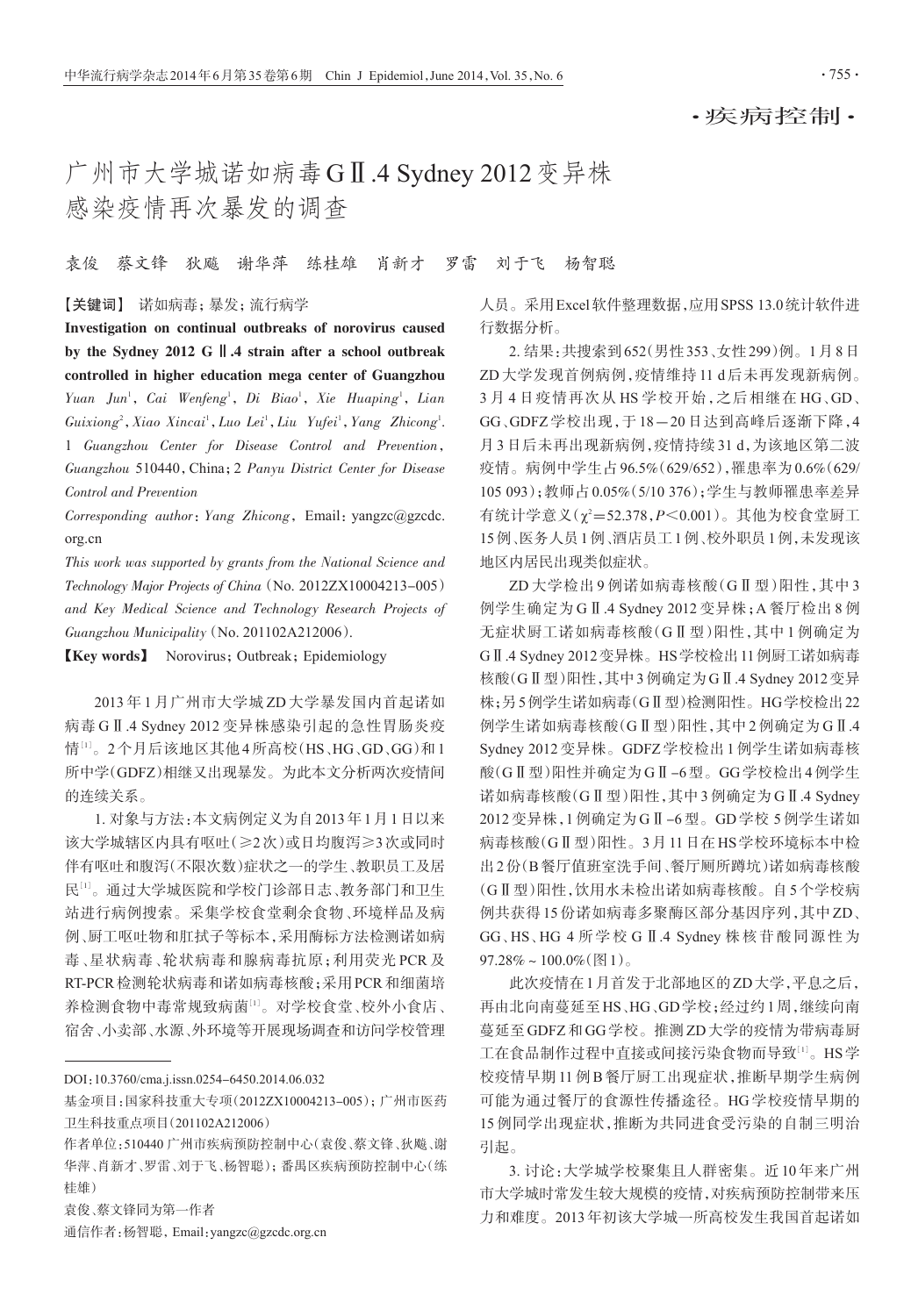·疾病控制·

# 广州市大学城诺如病毒GⅡ.4 Sydney 2012变异株感染疫情再次暴发的调查

袁俊 蔡文锋 狄飚 谢华萍 练桂雄 肖新才 罗雷 刘于飞 杨智聪

【关键词】 诺如病毒；暴发；流行病学

**Investigation on continual outbreaks of norovirus caused by the Sydney 2012 GⅡ.4 strain after a school outbreak controlled in higher education mega center of Guangzhou** *Yuan Jun*[1], *Cai Wenfeng*[1], *Di Biao*[1], *Xie Huaping*[1], *Lian Guixiong*[2], *Xiao Xincai*[1], *Luo Lei*[1], *Liu Yufei*[1], *Yang Zhicong*[1]. *1 Guangzhou Center for Disease Control and Prevention, Guangzhou* 510440, China; *2 Panyu District Center for Disease Control and Prevention*

*Corresponding author*: *Yang Zhicong*, Email: yangzc@gzcdc.org.cn

*This work was supported by grants from the National Science and Technology Major Projects of China* (No. 2012ZX10004213-005) *and Key Medical Science and Technology Research Projects of Guangzhou Municipality* (No. 201102A212006).

【Key words】 Norovirus; Outbreak; Epidemiology

2013年1月广州市大学城ZD大学暴发国内首起诺如病毒GⅡ.4 Sydney 2012变异株感染引起的急性胃肠炎疫情[1]。2个月后该地区其他4所高校(HS、HG、GD、GG)和1所中学(GDFZ)相继又出现暴发。为此本文分析两次疫情间的连续关系。

1. 对象与方法：本文病例定义为自2013年1月1日以来该大学城辖区内具有呕吐(≥2次)或日均腹泻≥3次或同时伴有呕吐和腹泻(不限次数)症状之一的学生、教职员工及居民[1]。通过大学城医院和学校门诊部日志、教务部门和卫生站进行病例搜索。采集学校食堂剩余食物、环境样品及病例、厨工呕吐物和肛拭子等标本，采用酶标方法检测诺如病毒、星状病毒、轮状病毒和腺病毒抗原；利用荧光PCR及RT-PCR检测轮状病毒和诺如病毒核酸；采用PCR和细菌培养检测食物中毒常规致病菌[1]。对学校食堂、校外小食店、宿舍、小卖部、水源、外环境等开展现场调查和访问学校管理人员。采用Excel软件整理数据，应用SPSS 13.0统计软件进行数据分析。

2. 结果：共搜索到652(男性353、女性299)例。1月8日ZD大学发现首例病例，疫情维持11 d后未再发现新病例。3月4日疫情再次从HS学校开始，之后相继在HG、GD、GG、GDFZ学校出现，于18－20日达到高峰后逐渐下降，4月3日后未再出现新病例，疫情持续31 d，为该地区第二波疫情。病例中学生占96.5%(629/652)，罹患率为0.6%(629/105 093)；教师占0.05%(5/10 376)；学生与教师罹患率差异有统计学意义($\chi^2$=52.378，$P$<0.001)。其他为校食堂厨工15例、医务人员1例、酒店员工1例、校外职员1例，未发现该地区内居民出现类似症状。

ZD大学检出9例诺如病毒核酸(GⅡ型)阳性，其中3例学生确定为GⅡ.4 Sydney 2012变异株；A餐厅检出8例无症状厨工诺如病毒核酸(GⅡ型)阳性，其中1例确定为GⅡ.4 Sydney 2012变异株。HS学校检出11例厨工诺如病毒核酸(GⅡ型)阳性，其中3例确定为GⅡ.4 Sydney 2012变异株；另5例学生诺如病毒(GⅡ型)检测阳性。HG学校检出22例学生诺如病毒核酸(GⅡ型)阳性，其中2例确定为GⅡ.4 Sydney 2012变异株。GDFZ学校检出1例学生诺如病毒核酸(GⅡ型)阳性并确定为GⅡ-6型。GG学校检出4例学生诺如病毒核酸(GⅡ型)阳性，其中3例确定为GⅡ.4 Sydney 2012变异株，1例确定为GⅡ-6型。GD学校5例学生诺如病毒核酸(GⅡ型)阳性。3月11日在HS学校环境标本中检出2份(B餐厅值班室洗手间、餐厅厕所蹲坑)诺如病毒核酸(GⅡ型)阳性，饮用水未检出诺如病毒核酸。自5个学校病例共获得15份诺如病毒多聚酶区部分基因序列，其中ZD、GG、HS、HG 4所学校GⅡ.4 Sydney株核苷酸同源性为97.28%～100.0%(图1)。

此次疫情在1月首发于北部地区的ZD大学，平息之后，再由北向南蔓延至HS、HG、GD学校；经过约1周，继续向南蔓延至GDFZ和GG学校。推测ZD大学的疫情为带病毒厨工在食品制作过程中直接或间接污染食物而导致[1]。HS学校疫情早期11例B餐厅厨工出现症状，推断早期学生病例可能为通过餐厅的食源性传播途径。HG学校疫情早期的15例同学出现症状，推断为共同进食受污染的自制三明治引起。

3. 讨论：大学城学校聚集且人群密集。近10年来广州市大学城时常发生较大规模的疫情，对疾病预防控制带来压力和难度。2013年初该大学城一所高校发生我国首起诺如

---

DOI：10.3760/cma.j.issn.0254-6450.2014.06.032

基金项目：国家科技重大专项(2012ZX10004213-005)；广州市医药卫生科技重点项目(201102A212006)

作者单位：510440 广州市疾病预防控制中心(袁俊、蔡文锋、狄飚、谢华萍、肖新才、罗雷、刘于飞、杨智聪)；番禺区疾病预防控制中心(练桂雄)

袁俊、蔡文锋同为第一作者

通信作者：杨智聪，Email：yangzc@gzcdc.org.cn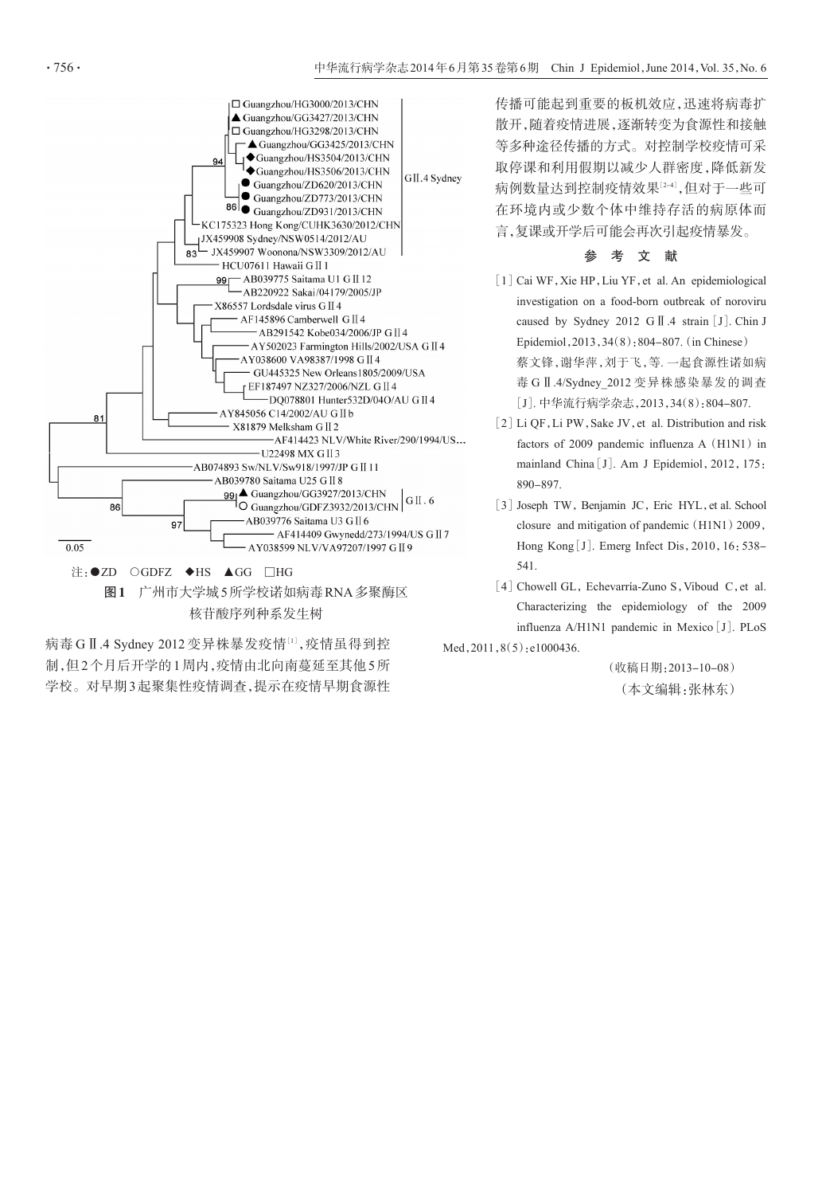□ Guangzhou/HG3000/2013/CHN
▲ Guangzhou/GG3427/2013/CHN
□ Guangzhou/HG3298/2013/CHN
▲ Guangzhou/GG3425/2013/CHN
◆ Guangzhou/HS3504/2013/CHN
◆ Guangzhou/HS3506/2013/CHN
● Guangzhou/ZD620/2013/CHN
● Guangzhou/ZD773/2013/CHN
● Guangzhou/ZD931/2013/CHN
KC175323 Hong Kong/CUHK3630/2012/CHN
JX459908 Sydney/NSW0514/2012/AU
JX459907 Woonona/NSW3309/2012/AU
HCU07611 Hawaii GⅡ1
AB039775 Saitama U1 GⅡ12
AB220922 Sakai/04179/2005/JP
X86557 Lordsdale virus GⅡ4
AF145896 Camberwell GⅡ4
AB291542 Kobe034/2006/JP GⅡ4
AY502023 Farmington Hills/2002/USA GⅡ4
AY038600 VA98387/1998 GⅡ4
GU445325 New Orleans1805/2009/USA
EF187497 NZ327/2006/NZL GⅡ4
DQ078801 Hunter532D/04O/AU GⅡ4
AY845056 C14/2002/AU GⅡb
X81879 Melksham GⅡ2
AF414423 NLV/White River/290/1994/US...
U22498 MX GⅡ3
AB074893 Sw/NLV/Sw918/1997/JP GⅡ11
AB039780 Saitama U25 GⅡ8
▲ Guangzhou/GG3927/2013/CHN
○ Guangzhou/GDFZ3932/2013/CHN
AB039776 Saitama U3 GⅡ6
AF414409 Gwynedd/273/1994/US GⅡ7
AY038599 NLV/VA97207/1997 GⅡ9

GⅡ.4 Sydney
GⅡ.6

94
86
83
99
81
99
86
97
0.05

注：●ZD　○GDFZ　◆HS　▲GG　□HG

**图1**　广州市大学城5所学校诺如病毒RNA多聚酶区核苷酸序列种系发生树

病毒GⅡ.4 Sydney 2012变异株暴发疫情[1]，疫情虽得到控制，但2个月后开学的1周内，疫情由北向南蔓延至其他5所学校。对早期3起聚集性疫情调查，提示在疫情早期食源性传播可能起到重要的板机效应，迅速将病毒扩散开，随着疫情进展，逐渐转变为食源性和接触等多种途径传播的方式。对控制学校疫情可采取停课和利用假期以减少人群密度，降低新发病例数量达到控制疫情效果[2-4]，但对于一些可在环境内或少数个体中维持存活的病原体而言，复课或开学后可能会再次引起疫情暴发。

## 参 考 文 献

[1] Cai WF, Xie HP, Liu YF, et al. An epidemiological investigation on a food-born outbreak of noroviru caused by Sydney 2012 GⅡ.4 strain[J]. Chin J Epidemiol, 2013, 34(8):804-807. (in Chinese)
蔡文锋，谢华萍，刘于飞，等. 一起食源性诺如病毒GⅡ.4/Sydney_2012变异株感染暴发的调查[J]. 中华流行病学杂志，2013，34(8)：804-807.

[2] Li QF, Li PW, Sake JV, et al. Distribution and risk factors of 2009 pandemic influenza A (H1N1) in mainland China[J]. Am J Epidemiol, 2012, 175: 890-897.

[3] Joseph TW, Benjamin JC, Eric HYL, et al. School closure and mitigation of pandemic (H1N1) 2009, Hong Kong[J]. Emerg Infect Dis, 2010, 16: 538-541.

[4] Chowell GL, Echevarría-Zuno S, Viboud C, et al. Characterizing the epidemiology of the 2009 influenza A/H1N1 pandemic in Mexico[J]. PLoS Med, 2011, 8(5): e1000436.

（收稿日期：2013-10-08）

（本文编辑：张林东）